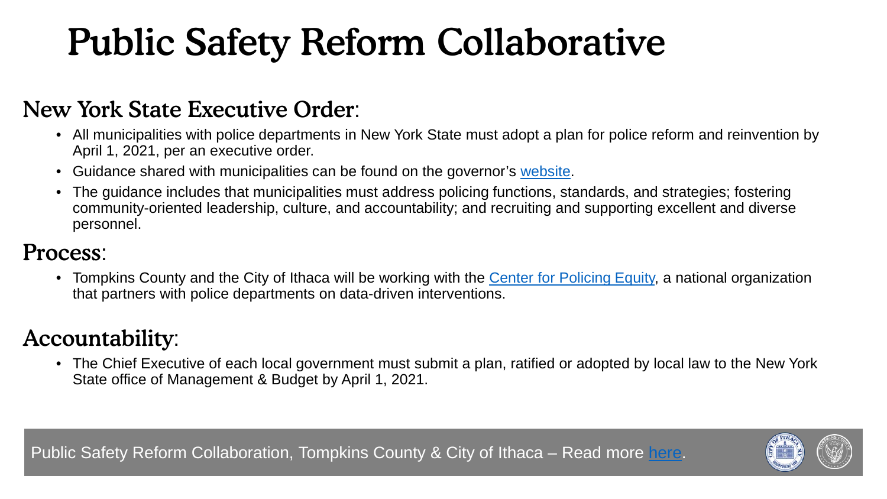# Public Safety Reform Collaborative

## New York State Executive Order:

- All municipalities with police departments in New York State must adopt a plan for police reform and reinvention by April 1, 2021, per an executive order.
- Guidance shared with municipalities can be found on the governor's website.
- The guidance includes that municipalities must address policing functions, standards, and strategies; fostering community-oriented leadership, culture, and accountability; and recruiting and supporting excellent and diverse personnel.

## Process:

- Tompkins County and the City of Ithaca will be working with the Center for Policing Equity, a national organization that partners with police departments on data-driven interventions.

## Accountability:

- The Chief Executive of each local government must submit a plan, ratified or adopted by local law to the New York State office of Management & Budget by April 1, 2021.

Public Safety Reform Collaboration, Tompkins County & City of Ithaca – Read more here.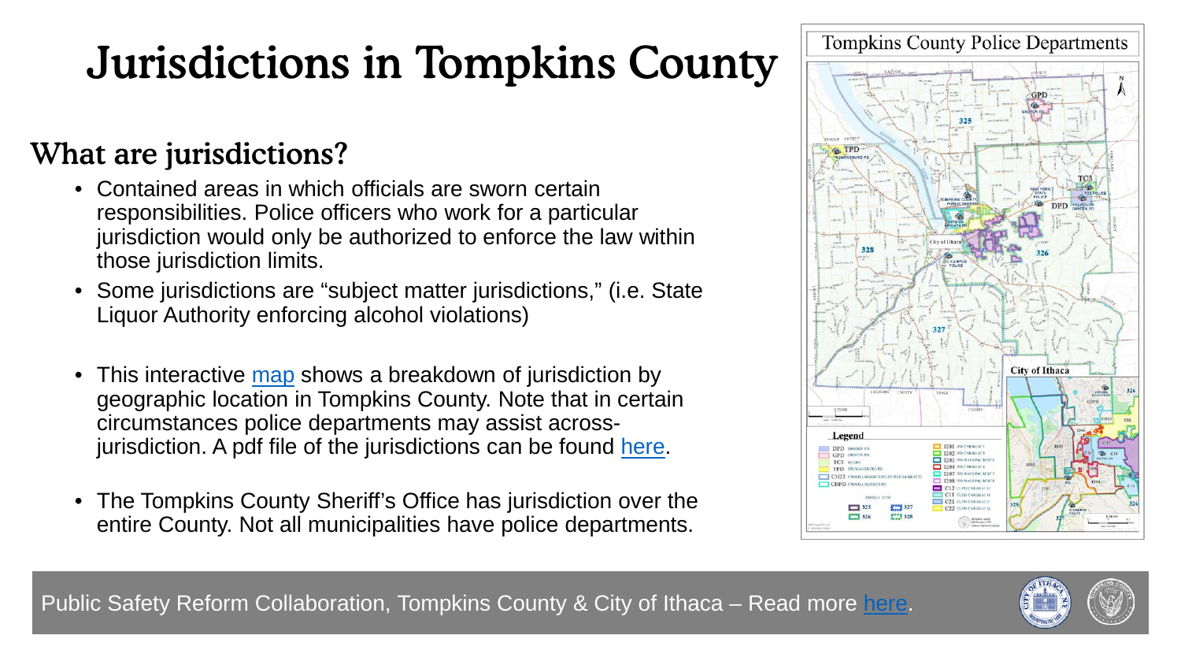# Jurisdictions in Tompkins County

## What are jurisdictions?

- Contained areas in which officials are sworn certain responsibilities. Police officers who work for a particular jurisdiction would only be authorized to enforce the law within those jurisdiction limits.
- Some jurisdictions are "subject matter jurisdictions," (i.e. State Liquor Authority enforcing alcohol violations)
- This interactive [map](map) shows a breakdown of jurisdiction by geographic location in Tompkins County. Note that in certain circumstances police departments may assist across-jurisdiction. A pdf file of the jurisdictions can be found [here](here).
- The Tompkins County Sheriff's Office has jurisdiction over the entire County. Not all municipalities have police departments.

Tompkins County Police Departments

Public Safety Reform Collaboration, Tompkins County & City of Ithaca – Read more [here](here).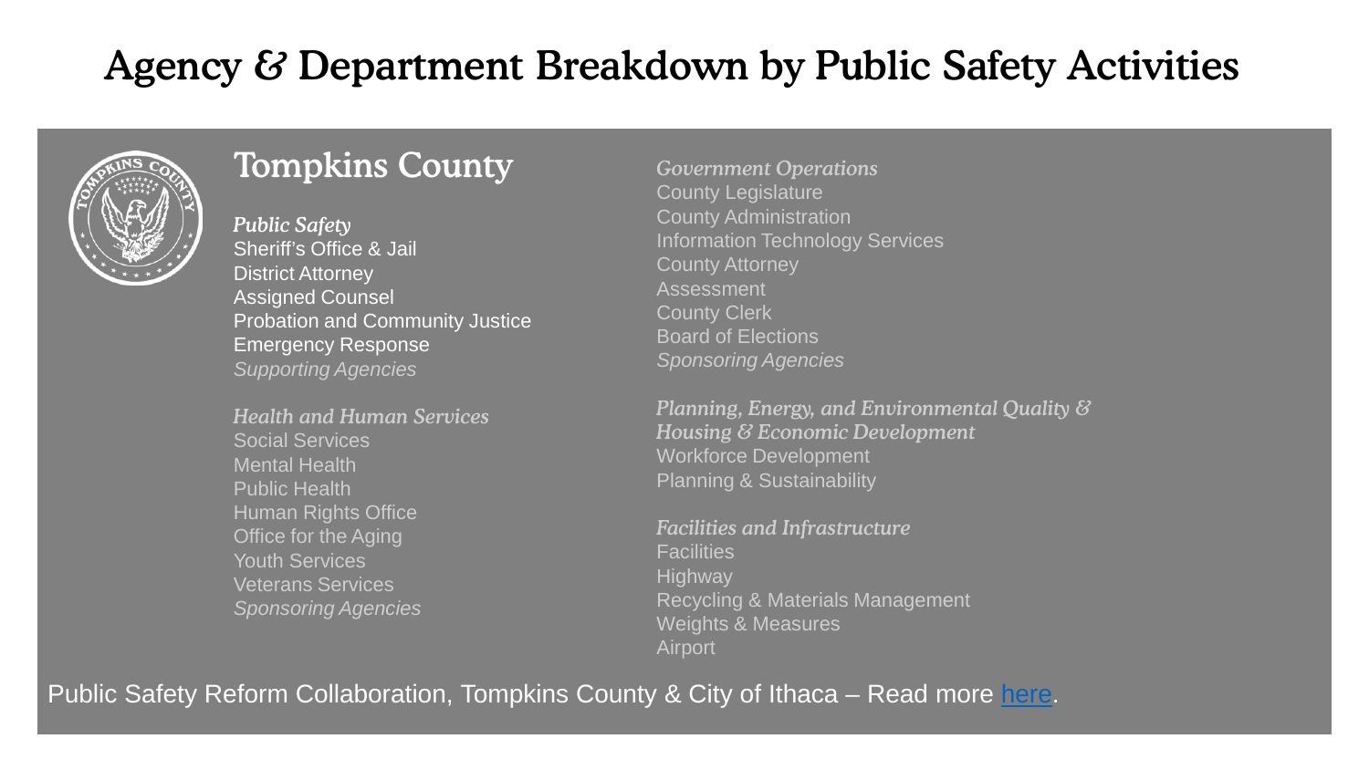# Agency & Department Breakdown by Public Safety Activities

## Tompkins County

*Public Safety*
Sheriff's Office & Jail
District Attorney
Assigned Counsel
Probation and Community Justice
Emergency Response
*Supporting Agencies*

*Health and Human Services*
Social Services
Mental Health
Public Health
Human Rights Office
Office for the Aging
Youth Services
Veterans Services
*Sponsoring Agencies*

*Government Operations*
County Legislature
County Administration
Information Technology Services
County Attorney
Assessment
County Clerk
Board of Elections
*Sponsoring Agencies*

*Planning, Energy, and Environmental Quality & Housing & Economic Development*
Workforce Development
Planning & Sustainability

*Facilities and Infrastructure*
Facilities
Highway
Recycling & Materials Management
Weights & Measures
Airport

Public Safety Reform Collaboration, Tompkins County & City of Ithaca – Read more here.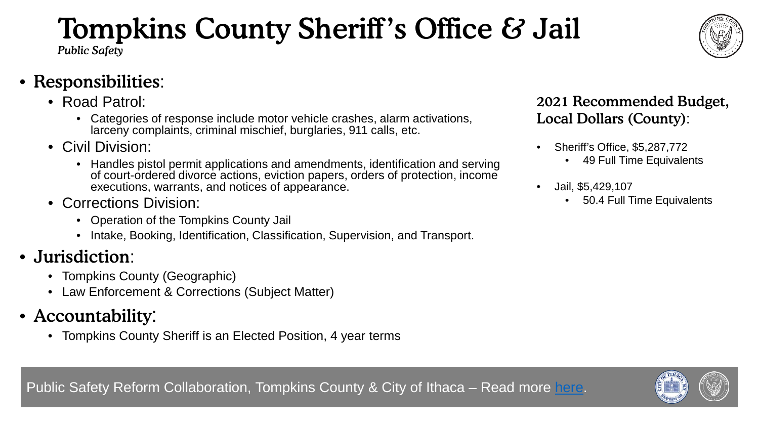# Tompkins County Sheriff's Office & Jail

*Public Safety*

- **Responsibilities**:
  - Road Patrol:
    - Categories of response include motor vehicle crashes, alarm activations, larceny complaints, criminal mischief, burglaries, 911 calls, etc.
  - Civil Division:
    - Handles pistol permit applications and amendments, identification and serving of court-ordered divorce actions, eviction papers, orders of protection, income executions, warrants, and notices of appearance.
  - Corrections Division:
    - Operation of the Tompkins County Jail
    - Intake, Booking, Identification, Classification, Supervision, and Transport.
- **Jurisdiction**:
  - Tompkins County (Geographic)
  - Law Enforcement & Corrections (Subject Matter)
- **Accountability**:
  - Tompkins County Sheriff is an Elected Position, 4 year terms

**2021 Recommended Budget, Local Dollars (County)**:

- Sheriff's Office, $5,287,772
  - 49 Full Time Equivalents
- Jail, $5,429,107
  - 50.4 Full Time Equivalents

Public Safety Reform Collaboration, Tompkins County & City of Ithaca – Read more here.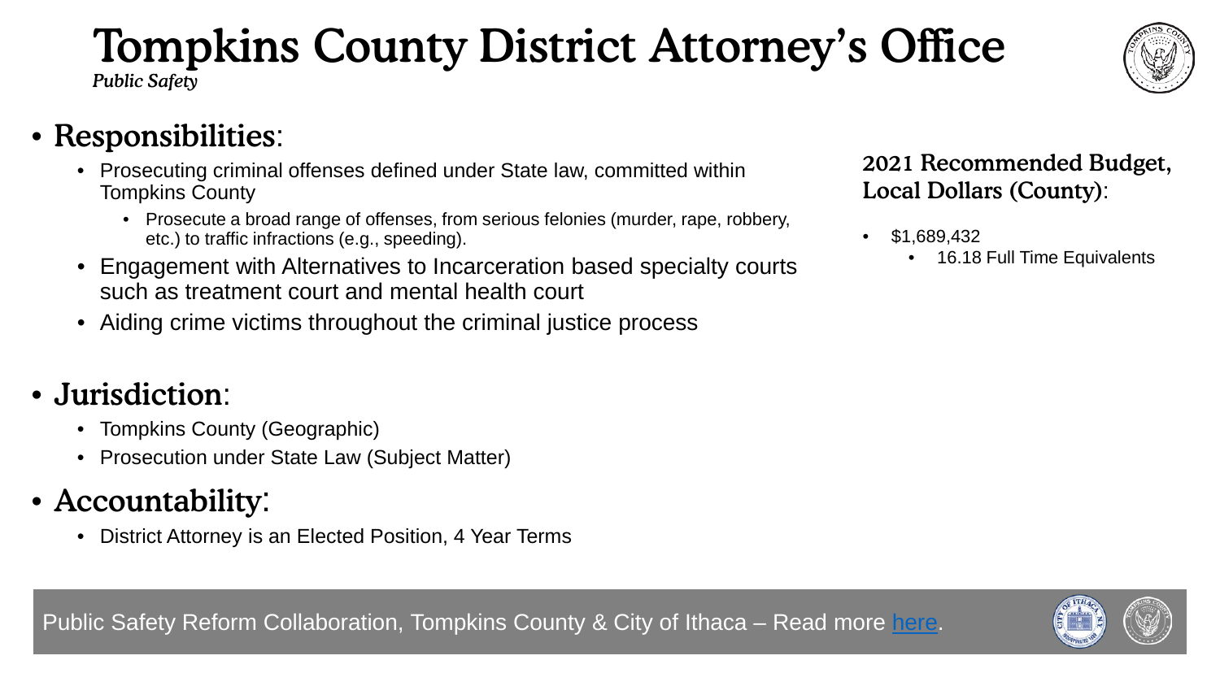# Tompkins County District Attorney's Office

*Public Safety*

- **Responsibilities**:
  - Prosecuting criminal offenses defined under State law, committed within Tompkins County
    - Prosecute a broad range of offenses, from serious felonies (murder, rape, robbery, etc.) to traffic infractions (e.g., speeding).
  - Engagement with Alternatives to Incarceration based specialty courts such as treatment court and mental health court
  - Aiding crime victims throughout the criminal justice process
- **Jurisdiction**:
  - Tompkins County (Geographic)
  - Prosecution under State Law (Subject Matter)
- **Accountability**:
  - District Attorney is an Elected Position, 4 Year Terms

**2021 Recommended Budget, Local Dollars (County)**:

- $1,689,432
  - 16.18 Full Time Equivalents

Public Safety Reform Collaboration, Tompkins County & City of Ithaca – Read more here.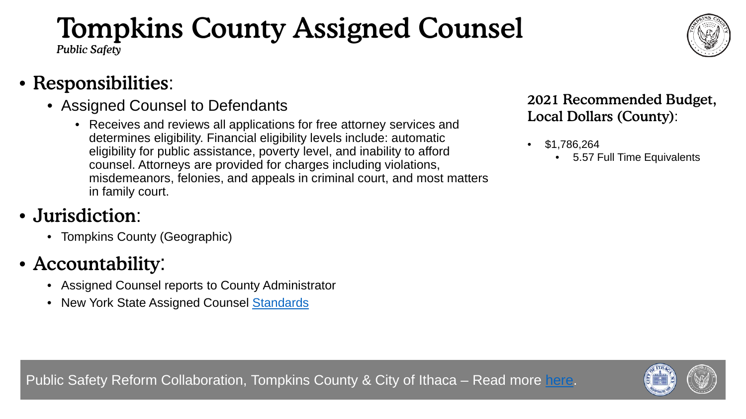# Tompkins County Assigned Counsel

*Public Safety*

- **Responsibilities**:
  - Assigned Counsel to Defendants
    - Receives and reviews all applications for free attorney services and determines eligibility. Financial eligibility levels include: automatic eligibility for public assistance, poverty level, and inability to afford counsel. Attorneys are provided for charges including violations, misdemeanors, felonies, and appeals in criminal court, and most matters in family court.
- **Jurisdiction**:
  - Tompkins County (Geographic)
- **Accountability**:
  - Assigned Counsel reports to County Administrator
  - New York State Assigned Counsel Standards

**2021 Recommended Budget, Local Dollars (County)**:

- $1,786,264
  - 5.57 Full Time Equivalents

Public Safety Reform Collaboration, Tompkins County & City of Ithaca – Read more here.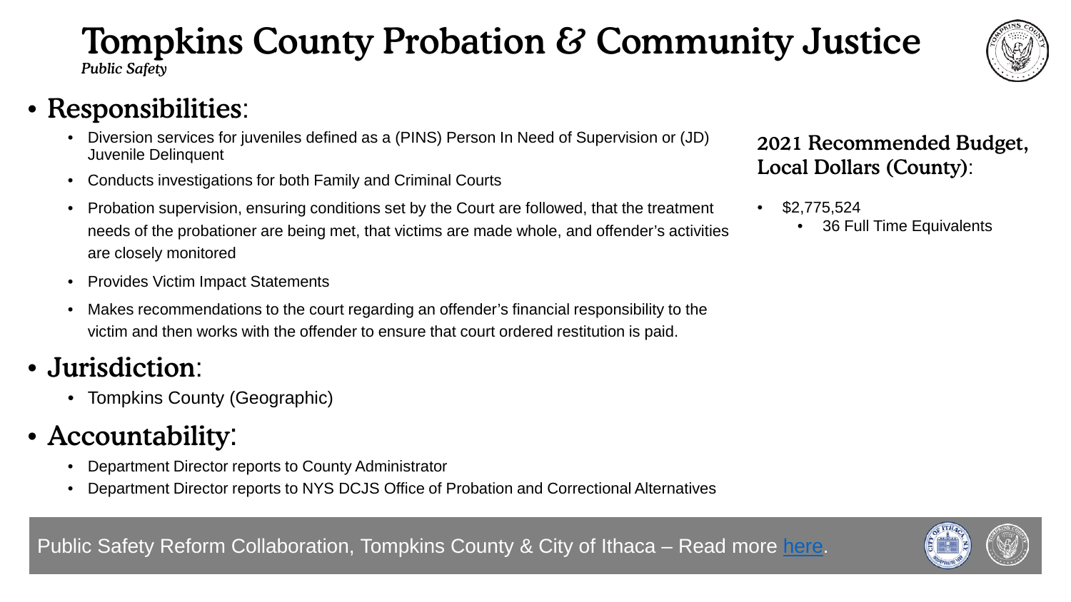# Tompkins County Probation & Community Justice

*Public Safety*

## Responsibilities:

- Diversion services for juveniles defined as a (PINS) Person In Need of Supervision or (JD) Juvenile Delinquent
- Conducts investigations for both Family and Criminal Courts
- Probation supervision, ensuring conditions set by the Court are followed, that the treatment needs of the probationer are being met, that victims are made whole, and offender's activities are closely monitored
- Provides Victim Impact Statements
- Makes recommendations to the court regarding an offender's financial responsibility to the victim and then works with the offender to ensure that court ordered restitution is paid.

## Jurisdiction:

- Tompkins County (Geographic)

## Accountability:

- Department Director reports to County Administrator
- Department Director reports to NYS DCJS Office of Probation and Correctional Alternatives

### 2021 Recommended Budget, Local Dollars (County):

- $2,775,524
  - 36 Full Time Equivalents

Public Safety Reform Collaboration, Tompkins County & City of Ithaca – Read more here.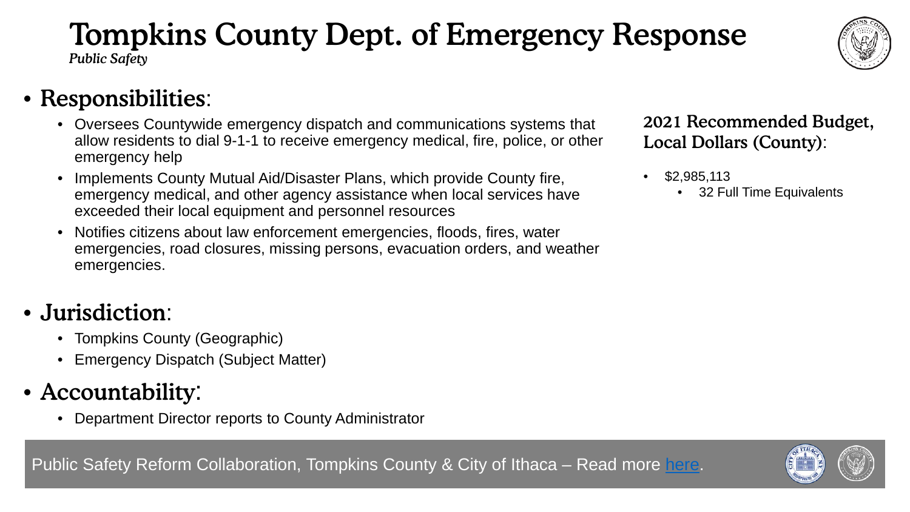# Tompkins County Dept. of Emergency Response

*Public Safety*

- **Responsibilities**:
  - Oversees Countywide emergency dispatch and communications systems that allow residents to dial 9-1-1 to receive emergency medical, fire, police, or other emergency help
  - Implements County Mutual Aid/Disaster Plans, which provide County fire, emergency medical, and other agency assistance when local services have exceeded their local equipment and personnel resources
  - Notifies citizens about law enforcement emergencies, floods, fires, water emergencies, road closures, missing persons, evacuation orders, and weather emergencies.

- **Jurisdiction**:
  - Tompkins County (Geographic)
  - Emergency Dispatch (Subject Matter)

- **Accountability**:
  - Department Director reports to County Administrator

**2021 Recommended Budget, Local Dollars (County)**:

- $2,985,113
  - 32 Full Time Equivalents

Public Safety Reform Collaboration, Tompkins County & City of Ithaca – Read more here.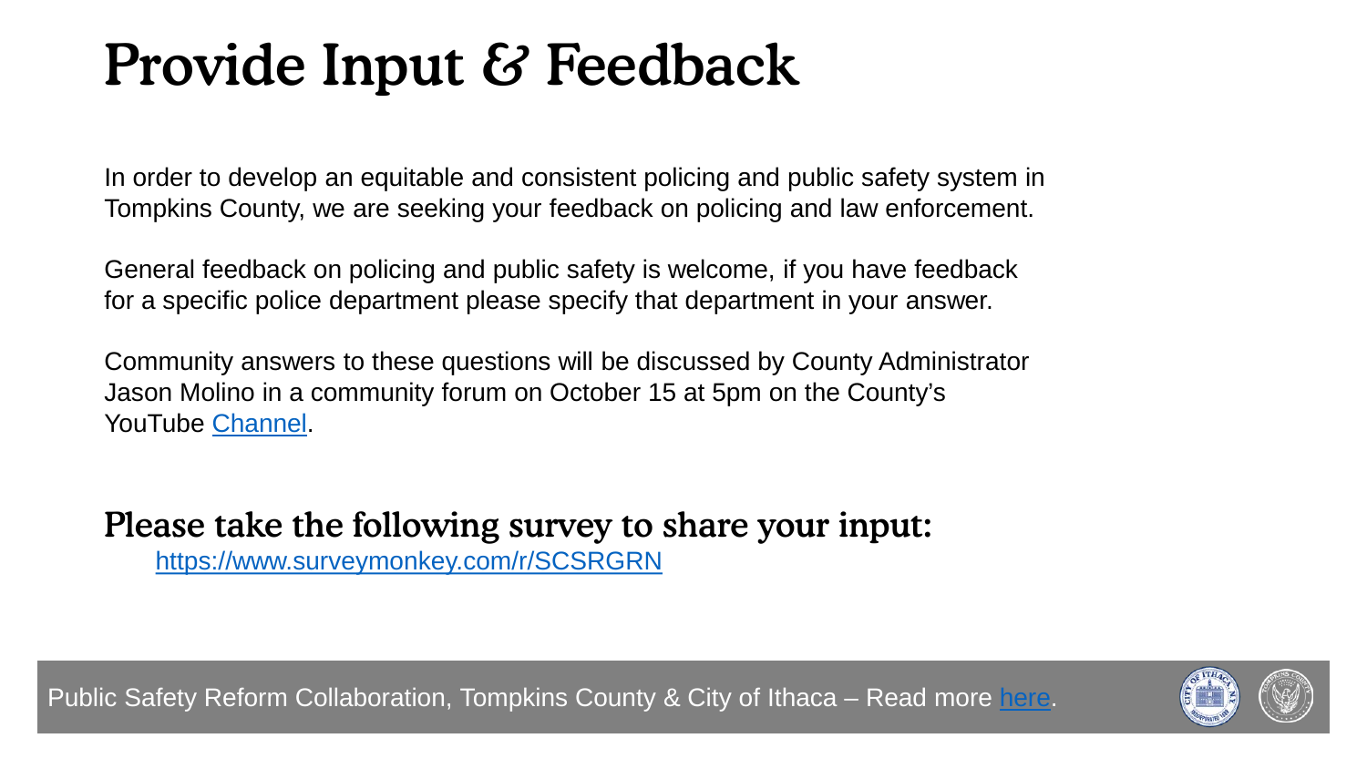# Provide Input & Feedback

In order to develop an equitable and consistent policing and public safety system in Tompkins County, we are seeking your feedback on policing and law enforcement.

General feedback on policing and public safety is welcome, if you have feedback for a specific police department please specify that department in your answer.

Community answers to these questions will be discussed by County Administrator Jason Molino in a community forum on October 15 at 5pm on the County's YouTube Channel.

## Please take the following survey to share your input:

https://www.surveymonkey.com/r/SCSRGRN

Public Safety Reform Collaboration, Tompkins County & City of Ithaca – Read more here.